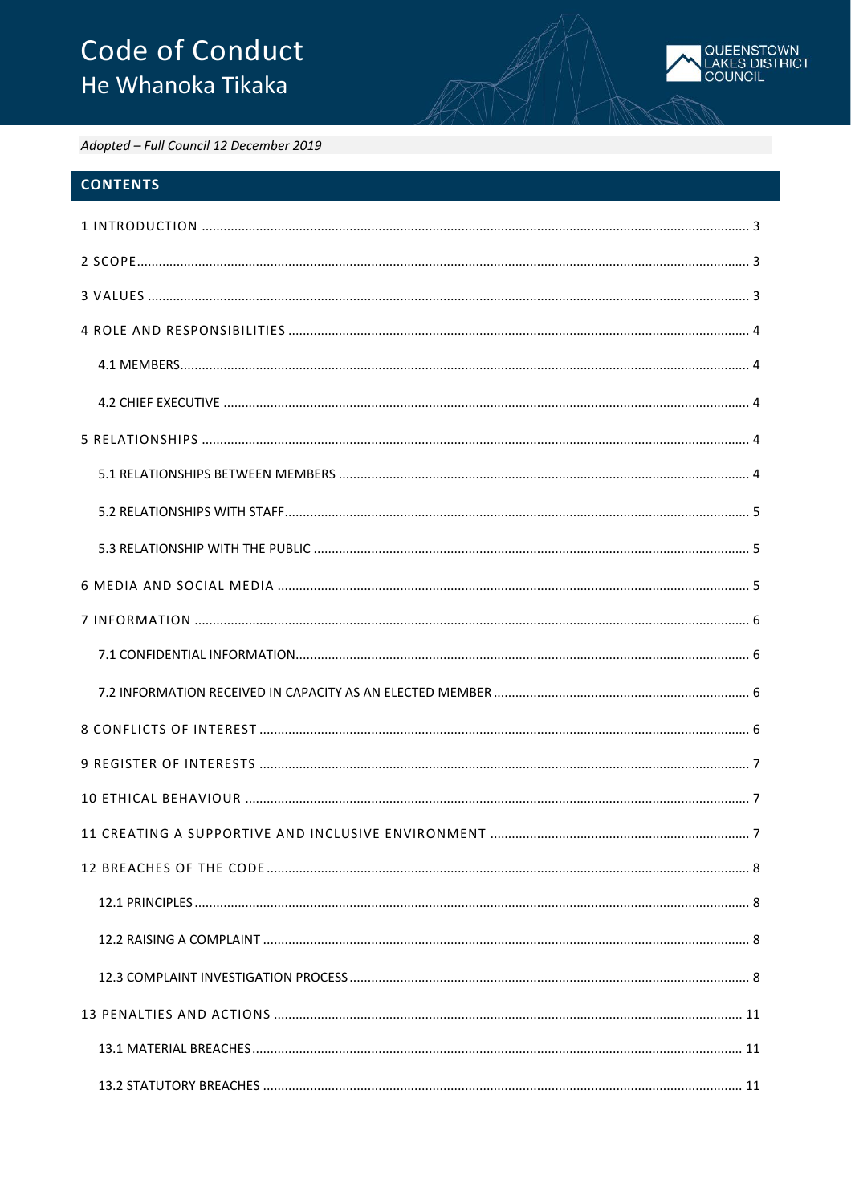# Code of Conduct
## He Whanoka Tikaka

QUEENSTOWN LAKES DISTRICT COUNCIL

*Adopted – Full Council 12 December 2019*

## CONTENTS

1 INTRODUCTION ..... 3

2 SCOPE ..... 3

3 VALUES ..... 3

4 ROLE AND RESPONSIBILITIES ..... 4

- 4.1 MEMBERS ..... 4
- 4.2 CHIEF EXECUTIVE ..... 4

5 RELATIONSHIPS ..... 4

- 5.1 RELATIONSHIPS BETWEEN MEMBERS ..... 4
- 5.2 RELATIONSHIPS WITH STAFF ..... 5
- 5.3 RELATIONSHIP WITH THE PUBLIC ..... 5

6 MEDIA AND SOCIAL MEDIA ..... 5

7 INFORMATION ..... 6

- 7.1 CONFIDENTIAL INFORMATION ..... 6
- 7.2 INFORMATION RECEIVED IN CAPACITY AS AN ELECTED MEMBER ..... 6

8 CONFLICTS OF INTEREST ..... 6

9 REGISTER OF INTERESTS ..... 7

10 ETHICAL BEHAVIOUR ..... 7

11 CREATING A SUPPORTIVE AND INCLUSIVE ENVIRONMENT ..... 7

12 BREACHES OF THE CODE ..... 8

- 12.1 PRINCIPLES ..... 8
- 12.2 RAISING A COMPLAINT ..... 8
- 12.3 COMPLAINT INVESTIGATION PROCESS ..... 8

13 PENALTIES AND ACTIONS ..... 11

- 13.1 MATERIAL BREACHES ..... 11
- 13.2 STATUTORY BREACHES ..... 11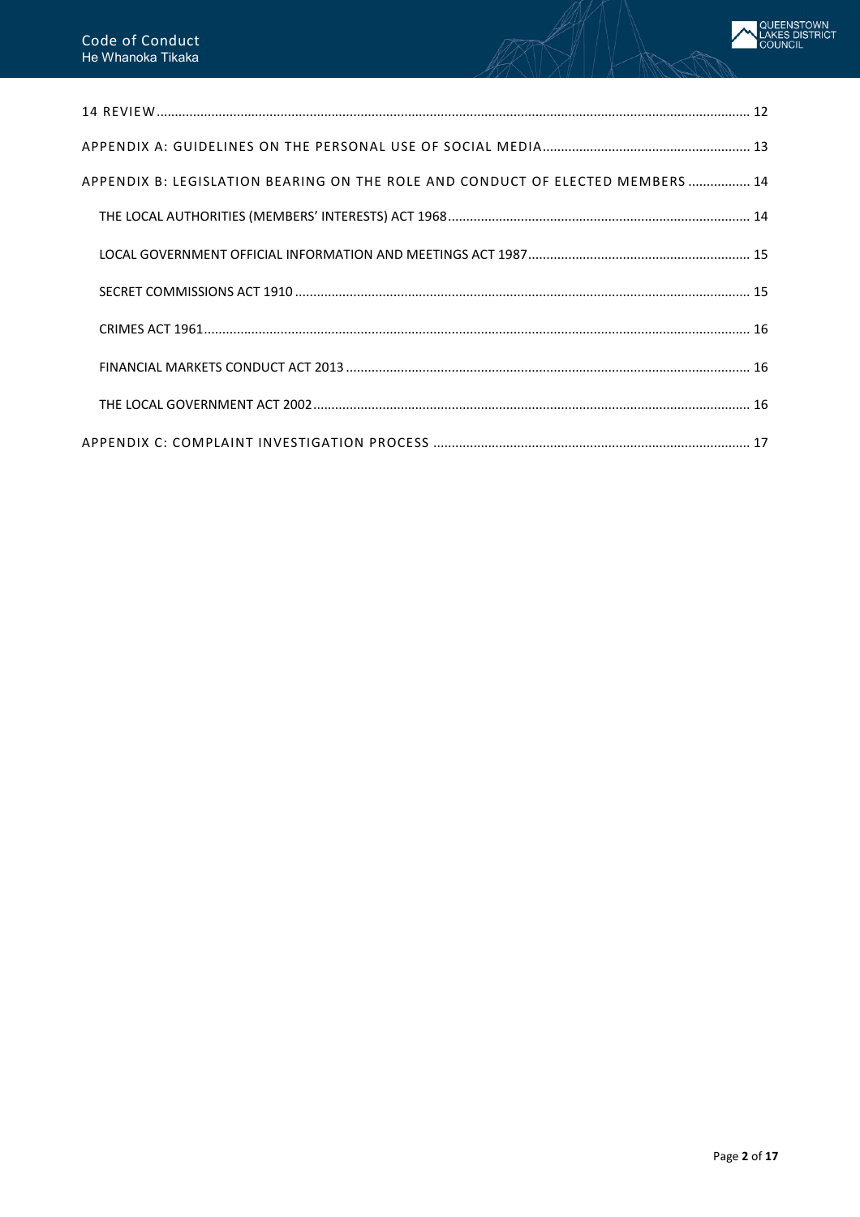14 REVIEW ............................................................ 12

APPENDIX A: GUIDELINES ON THE PERSONAL USE OF SOCIAL MEDIA ............................................................ 13

APPENDIX B: LEGISLATION BEARING ON THE ROLE AND CONDUCT OF ELECTED MEMBERS ............................................................ 14

- THE LOCAL AUTHORITIES (MEMBERS' INTERESTS) ACT 1968 ............................................................ 14
- LOCAL GOVERNMENT OFFICIAL INFORMATION AND MEETINGS ACT 1987 ............................................................ 15
- SECRET COMMISSIONS ACT 1910 ............................................................ 15
- CRIMES ACT 1961 ............................................................ 16
- FINANCIAL MARKETS CONDUCT ACT 2013 ............................................................ 16
- THE LOCAL GOVERNMENT ACT 2002 ............................................................ 16

APPENDIX C: COMPLAINT INVESTIGATION PROCESS ............................................................ 17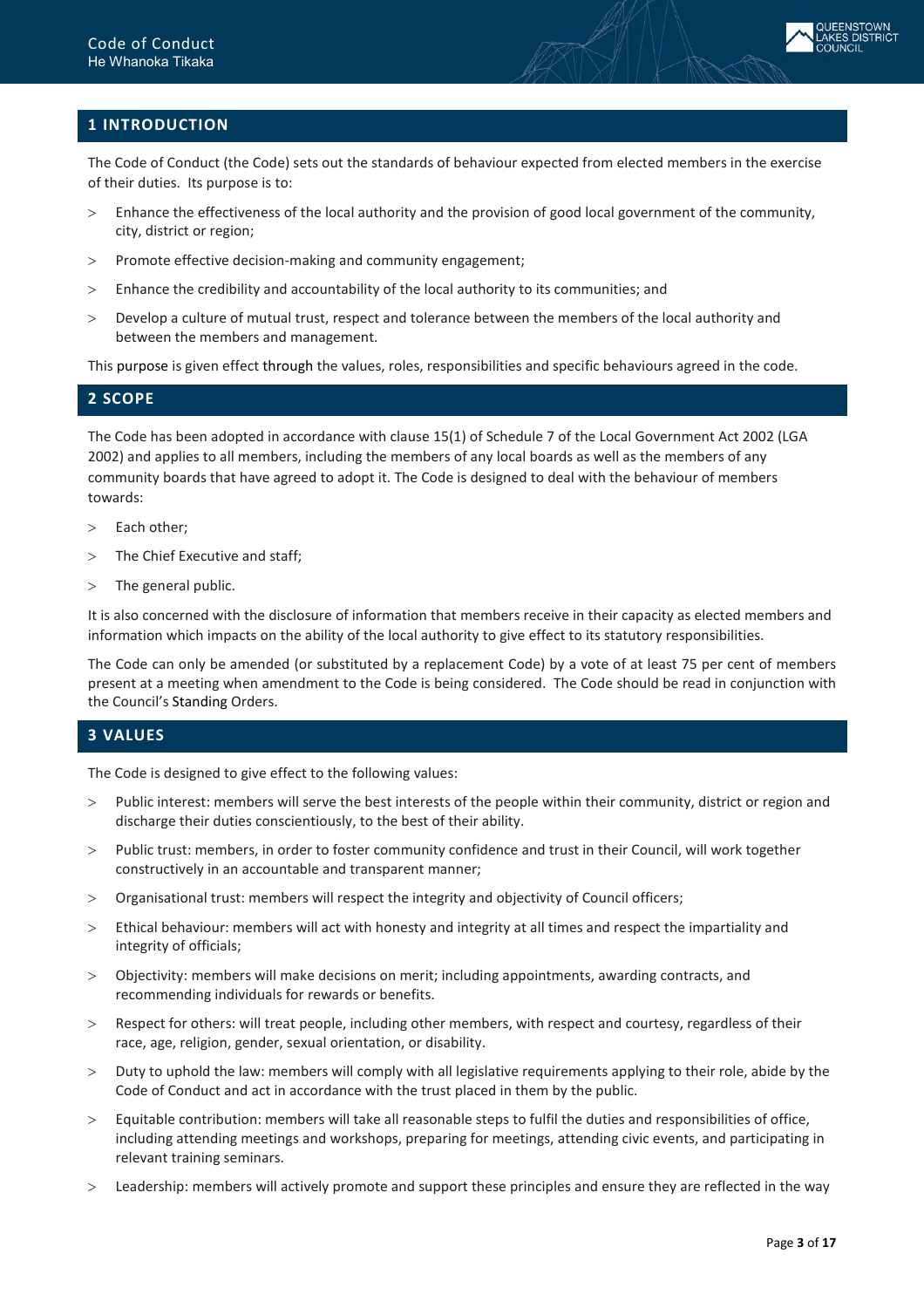## 1 INTRODUCTION

The Code of Conduct (the Code) sets out the standards of behaviour expected from elected members in the exercise of their duties. Its purpose is to:

- Enhance the effectiveness of the local authority and the provision of good local government of the community, city, district or region;
- Promote effective decision-making and community engagement;
- Enhance the credibility and accountability of the local authority to its communities; and
- Develop a culture of mutual trust, respect and tolerance between the members of the local authority and between the members and management.

This purpose is given effect through the values, roles, responsibilities and specific behaviours agreed in the code.

## 2 SCOPE

The Code has been adopted in accordance with clause 15(1) of Schedule 7 of the Local Government Act 2002 (LGA 2002) and applies to all members, including the members of any local boards as well as the members of any community boards that have agreed to adopt it. The Code is designed to deal with the behaviour of members towards:

- Each other;
- The Chief Executive and staff;
- The general public.

It is also concerned with the disclosure of information that members receive in their capacity as elected members and information which impacts on the ability of the local authority to give effect to its statutory responsibilities.

The Code can only be amended (or substituted by a replacement Code) by a vote of at least 75 per cent of members present at a meeting when amendment to the Code is being considered. The Code should be read in conjunction with the Council's Standing Orders.

## 3 VALUES

The Code is designed to give effect to the following values:

- Public interest: members will serve the best interests of the people within their community, district or region and discharge their duties conscientiously, to the best of their ability.
- Public trust: members, in order to foster community confidence and trust in their Council, will work together constructively in an accountable and transparent manner;
- Organisational trust: members will respect the integrity and objectivity of Council officers;
- Ethical behaviour: members will act with honesty and integrity at all times and respect the impartiality and integrity of officials;
- Objectivity: members will make decisions on merit; including appointments, awarding contracts, and recommending individuals for rewards or benefits.
- Respect for others: will treat people, including other members, with respect and courtesy, regardless of their race, age, religion, gender, sexual orientation, or disability.
- Duty to uphold the law: members will comply with all legislative requirements applying to their role, abide by the Code of Conduct and act in accordance with the trust placed in them by the public.
- Equitable contribution: members will take all reasonable steps to fulfil the duties and responsibilities of office, including attending meetings and workshops, preparing for meetings, attending civic events, and participating in relevant training seminars.
- Leadership: members will actively promote and support these principles and ensure they are reflected in the way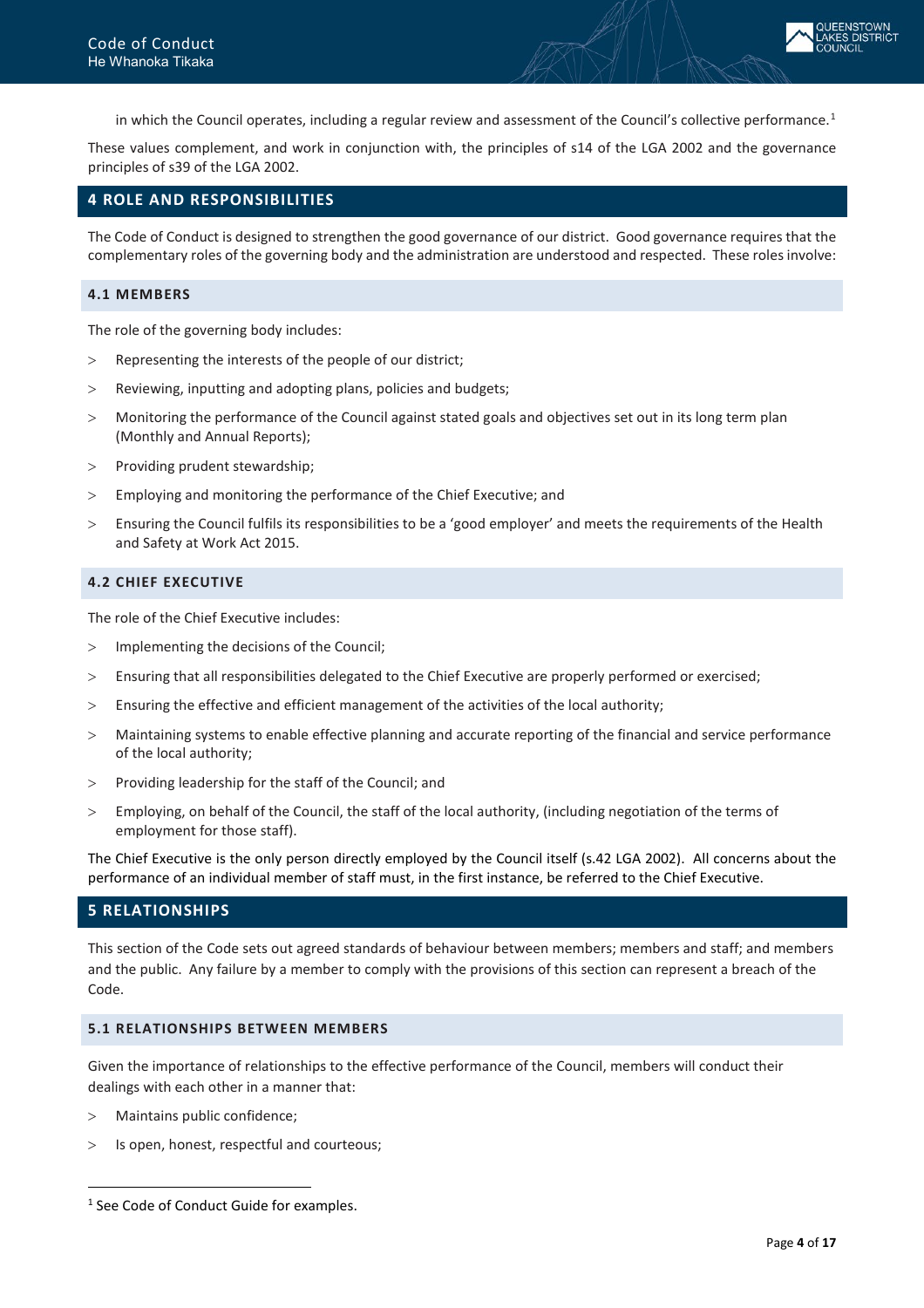in which the Council operates, including a regular review and assessment of the Council's collective performance.[1]

These values complement, and work in conjunction with, the principles of s14 of the LGA 2002 and the governance principles of s39 of the LGA 2002.

## 4 ROLE AND RESPONSIBILITIES

The Code of Conduct is designed to strengthen the good governance of our district. Good governance requires that the complementary roles of the governing body and the administration are understood and respected. These roles involve:

### 4.1 MEMBERS

The role of the governing body includes:

- Representing the interests of the people of our district;
- Reviewing, inputting and adopting plans, policies and budgets;
- Monitoring the performance of the Council against stated goals and objectives set out in its long term plan (Monthly and Annual Reports);
- Providing prudent stewardship;
- Employing and monitoring the performance of the Chief Executive; and
- Ensuring the Council fulfils its responsibilities to be a 'good employer' and meets the requirements of the Health and Safety at Work Act 2015.

### 4.2 CHIEF EXECUTIVE

The role of the Chief Executive includes:

- Implementing the decisions of the Council;
- Ensuring that all responsibilities delegated to the Chief Executive are properly performed or exercised;
- Ensuring the effective and efficient management of the activities of the local authority;
- Maintaining systems to enable effective planning and accurate reporting of the financial and service performance of the local authority;
- Providing leadership for the staff of the Council; and
- Employing, on behalf of the Council, the staff of the local authority, (including negotiation of the terms of employment for those staff).

The Chief Executive is the only person directly employed by the Council itself (s.42 LGA 2002). All concerns about the performance of an individual member of staff must, in the first instance, be referred to the Chief Executive.

## 5 RELATIONSHIPS

This section of the Code sets out agreed standards of behaviour between members; members and staff; and members and the public. Any failure by a member to comply with the provisions of this section can represent a breach of the Code.

### 5.1 RELATIONSHIPS BETWEEN MEMBERS

Given the importance of relationships to the effective performance of the Council, members will conduct their dealings with each other in a manner that:

- Maintains public confidence;
- Is open, honest, respectful and courteous;

[1] See Code of Conduct Guide for examples.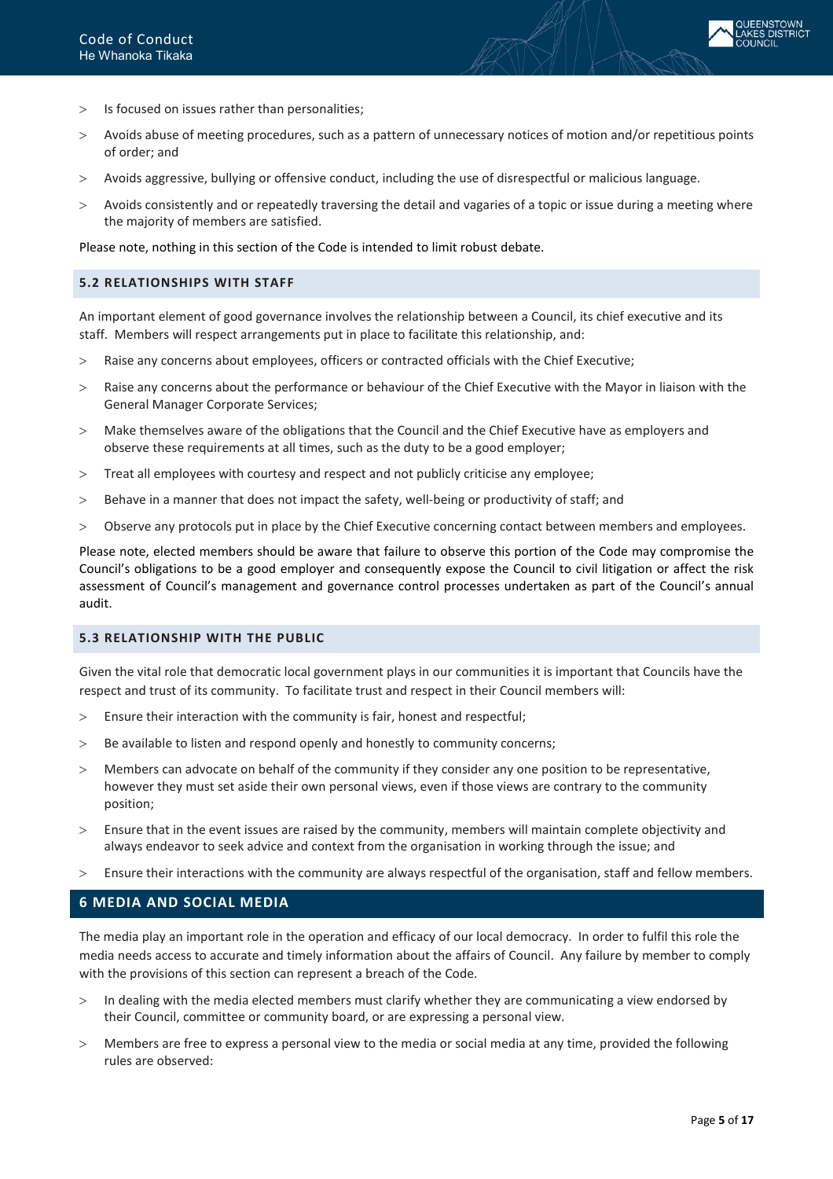- Is focused on issues rather than personalities;
- Avoids abuse of meeting procedures, such as a pattern of unnecessary notices of motion and/or repetitious points of order; and
- Avoids aggressive, bullying or offensive conduct, including the use of disrespectful or malicious language.
- Avoids consistently and or repeatedly traversing the detail and vagaries of a topic or issue during a meeting where the majority of members are satisfied.

Please note, nothing in this section of the Code is intended to limit robust debate.

### 5.2 RELATIONSHIPS WITH STAFF

An important element of good governance involves the relationship between a Council, its chief executive and its staff. Members will respect arrangements put in place to facilitate this relationship, and:

- Raise any concerns about employees, officers or contracted officials with the Chief Executive;
- Raise any concerns about the performance or behaviour of the Chief Executive with the Mayor in liaison with the General Manager Corporate Services;
- Make themselves aware of the obligations that the Council and the Chief Executive have as employers and observe these requirements at all times, such as the duty to be a good employer;
- Treat all employees with courtesy and respect and not publicly criticise any employee;
- Behave in a manner that does not impact the safety, well-being or productivity of staff; and
- Observe any protocols put in place by the Chief Executive concerning contact between members and employees.

Please note, elected members should be aware that failure to observe this portion of the Code may compromise the Council's obligations to be a good employer and consequently expose the Council to civil litigation or affect the risk assessment of Council's management and governance control processes undertaken as part of the Council's annual audit.

### 5.3 RELATIONSHIP WITH THE PUBLIC

Given the vital role that democratic local government plays in our communities it is important that Councils have the respect and trust of its community. To facilitate trust and respect in their Council members will:

- Ensure their interaction with the community is fair, honest and respectful;
- Be available to listen and respond openly and honestly to community concerns;
- Members can advocate on behalf of the community if they consider any one position to be representative, however they must set aside their own personal views, even if those views are contrary to the community position;
- Ensure that in the event issues are raised by the community, members will maintain complete objectivity and always endeavor to seek advice and context from the organisation in working through the issue; and
- Ensure their interactions with the community are always respectful of the organisation, staff and fellow members.

## 6 MEDIA AND SOCIAL MEDIA

The media play an important role in the operation and efficacy of our local democracy. In order to fulfil this role the media needs access to accurate and timely information about the affairs of Council. Any failure by member to comply with the provisions of this section can represent a breach of the Code.

- In dealing with the media elected members must clarify whether they are communicating a view endorsed by their Council, committee or community board, or are expressing a personal view.
- Members are free to express a personal view to the media or social media at any time, provided the following rules are observed: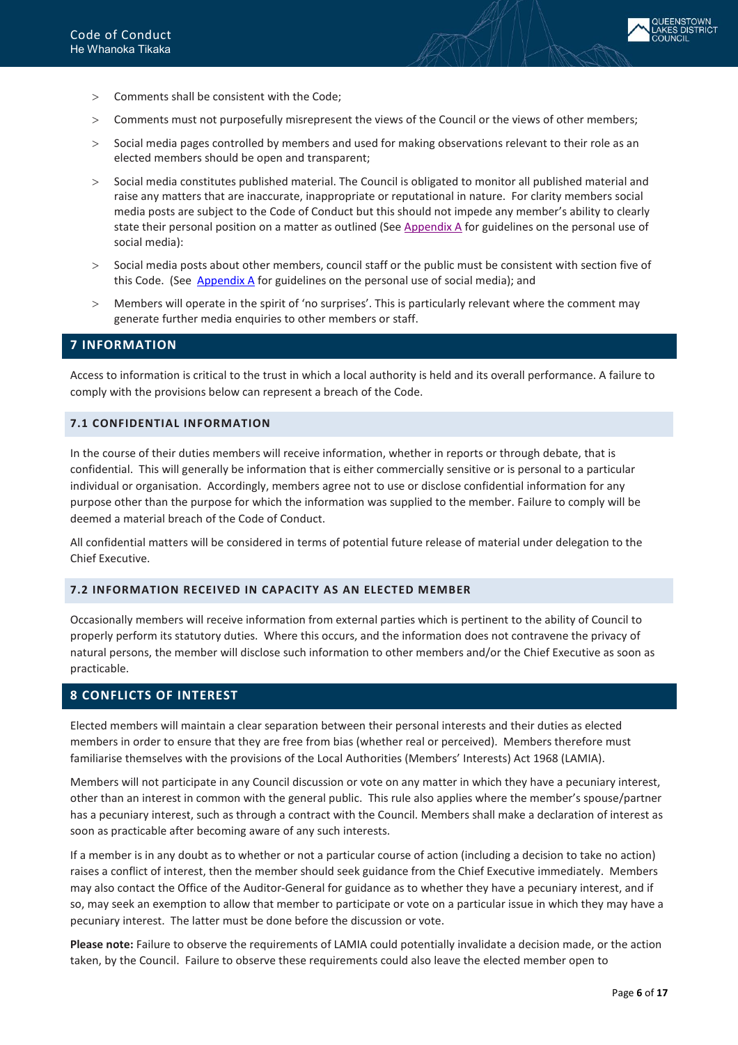- Comments shall be consistent with the Code;
- Comments must not purposefully misrepresent the views of the Council or the views of other members;
- Social media pages controlled by members and used for making observations relevant to their role as an elected members should be open and transparent;
- Social media constitutes published material. The Council is obligated to monitor all published material and raise any matters that are inaccurate, inappropriate or reputational in nature. For clarity members social media posts are subject to the Code of Conduct but this should not impede any member's ability to clearly state their personal position on a matter as outlined (See Appendix A for guidelines on the personal use of social media):
- Social media posts about other members, council staff or the public must be consistent with section five of this Code. (See Appendix A for guidelines on the personal use of social media); and
- Members will operate in the spirit of 'no surprises'. This is particularly relevant where the comment may generate further media enquiries to other members or staff.

## 7 INFORMATION

Access to information is critical to the trust in which a local authority is held and its overall performance. A failure to comply with the provisions below can represent a breach of the Code.

### 7.1 CONFIDENTIAL INFORMATION

In the course of their duties members will receive information, whether in reports or through debate, that is confidential. This will generally be information that is either commercially sensitive or is personal to a particular individual or organisation. Accordingly, members agree not to use or disclose confidential information for any purpose other than the purpose for which the information was supplied to the member. Failure to comply will be deemed a material breach of the Code of Conduct.

All confidential matters will be considered in terms of potential future release of material under delegation to the Chief Executive.

### 7.2 INFORMATION RECEIVED IN CAPACITY AS AN ELECTED MEMBER

Occasionally members will receive information from external parties which is pertinent to the ability of Council to properly perform its statutory duties. Where this occurs, and the information does not contravene the privacy of natural persons, the member will disclose such information to other members and/or the Chief Executive as soon as practicable.

## 8 CONFLICTS OF INTEREST

Elected members will maintain a clear separation between their personal interests and their duties as elected members in order to ensure that they are free from bias (whether real or perceived). Members therefore must familiarise themselves with the provisions of the Local Authorities (Members' Interests) Act 1968 (LAMIA).

Members will not participate in any Council discussion or vote on any matter in which they have a pecuniary interest, other than an interest in common with the general public. This rule also applies where the member's spouse/partner has a pecuniary interest, such as through a contract with the Council. Members shall make a declaration of interest as soon as practicable after becoming aware of any such interests.

If a member is in any doubt as to whether or not a particular course of action (including a decision to take no action) raises a conflict of interest, then the member should seek guidance from the Chief Executive immediately. Members may also contact the Office of the Auditor-General for guidance as to whether they have a pecuniary interest, and if so, may seek an exemption to allow that member to participate or vote on a particular issue in which they may have a pecuniary interest. The latter must be done before the discussion or vote.

**Please note:** Failure to observe the requirements of LAMIA could potentially invalidate a decision made, or the action taken, by the Council. Failure to observe these requirements could also leave the elected member open to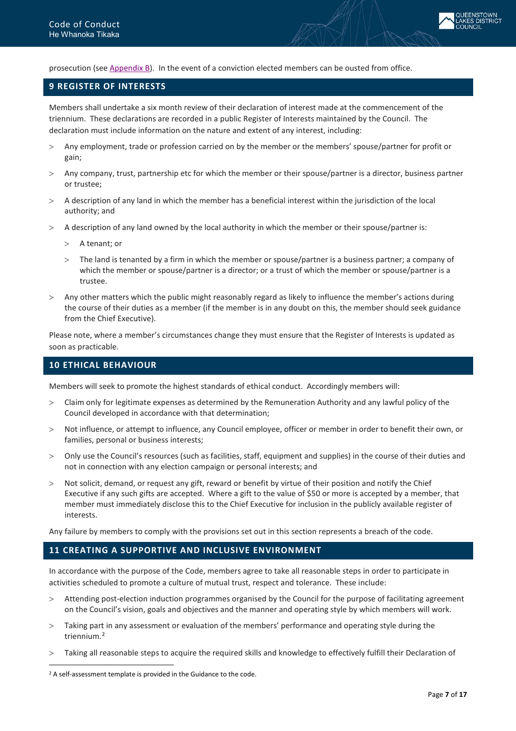prosecution (see Appendix B). In the event of a conviction elected members can be ousted from office.

## 9 REGISTER OF INTERESTS

Members shall undertake a six month review of their declaration of interest made at the commencement of the triennium. These declarations are recorded in a public Register of Interests maintained by the Council. The declaration must include information on the nature and extent of any interest, including:

- Any employment, trade or profession carried on by the member or the members' spouse/partner for profit or gain;
- Any company, trust, partnership etc for which the member or their spouse/partner is a director, business partner or trustee;
- A description of any land in which the member has a beneficial interest within the jurisdiction of the local authority; and
- A description of any land owned by the local authority in which the member or their spouse/partner is:
  - A tenant; or
  - The land is tenanted by a firm in which the member or spouse/partner is a business partner; a company of which the member or spouse/partner is a director; or a trust of which the member or spouse/partner is a trustee.
- Any other matters which the public might reasonably regard as likely to influence the member's actions during the course of their duties as a member (if the member is in any doubt on this, the member should seek guidance from the Chief Executive).

Please note, where a member's circumstances change they must ensure that the Register of Interests is updated as soon as practicable.

## 10 ETHICAL BEHAVIOUR

Members will seek to promote the highest standards of ethical conduct. Accordingly members will:

- Claim only for legitimate expenses as determined by the Remuneration Authority and any lawful policy of the Council developed in accordance with that determination;
- Not influence, or attempt to influence, any Council employee, officer or member in order to benefit their own, or families, personal or business interests;
- Only use the Council's resources (such as facilities, staff, equipment and supplies) in the course of their duties and not in connection with any election campaign or personal interests; and
- Not solicit, demand, or request any gift, reward or benefit by virtue of their position and notify the Chief Executive if any such gifts are accepted. Where a gift to the value of $50 or more is accepted by a member, that member must immediately disclose this to the Chief Executive for inclusion in the publicly available register of interests.

Any failure by members to comply with the provisions set out in this section represents a breach of the code.

## 11 CREATING A SUPPORTIVE AND INCLUSIVE ENVIRONMENT

In accordance with the purpose of the Code, members agree to take all reasonable steps in order to participate in activities scheduled to promote a culture of mutual trust, respect and tolerance. These include:

- Attending post-election induction programmes organised by the Council for the purpose of facilitating agreement on the Council's vision, goals and objectives and the manner and operating style by which members will work.
- Taking part in any assessment or evaluation of the members' performance and operating style during the triennium.[2]
- Taking all reasonable steps to acquire the required skills and knowledge to effectively fulfill their Declaration of

[2] A self-assessment template is provided in the Guidance to the code.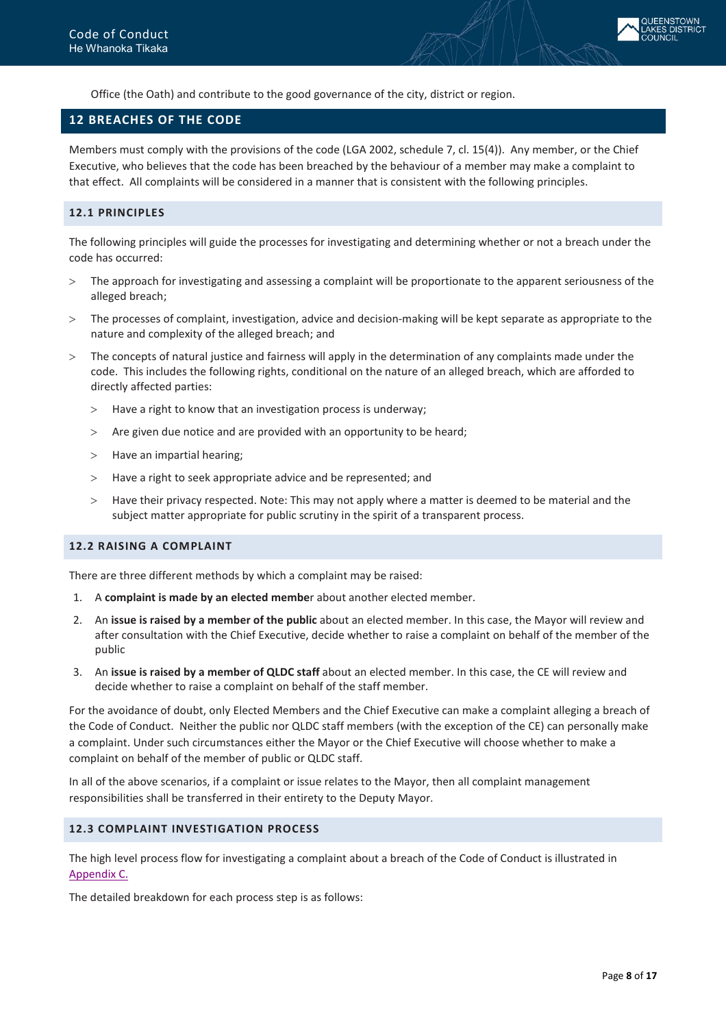Office (the Oath) and contribute to the good governance of the city, district or region.

## 12 BREACHES OF THE CODE

Members must comply with the provisions of the code (LGA 2002, schedule 7, cl. 15(4)). Any member, or the Chief Executive, who believes that the code has been breached by the behaviour of a member may make a complaint to that effect. All complaints will be considered in a manner that is consistent with the following principles.

### 12.1 PRINCIPLES

The following principles will guide the processes for investigating and determining whether or not a breach under the code has occurred:

- The approach for investigating and assessing a complaint will be proportionate to the apparent seriousness of the alleged breach;
- The processes of complaint, investigation, advice and decision-making will be kept separate as appropriate to the nature and complexity of the alleged breach; and
- The concepts of natural justice and fairness will apply in the determination of any complaints made under the code. This includes the following rights, conditional on the nature of an alleged breach, which are afforded to directly affected parties:
  - Have a right to know that an investigation process is underway;
  - Are given due notice and are provided with an opportunity to be heard;
  - Have an impartial hearing;
  - Have a right to seek appropriate advice and be represented; and
  - Have their privacy respected. Note: This may not apply where a matter is deemed to be material and the subject matter appropriate for public scrutiny in the spirit of a transparent process.

### 12.2 RAISING A COMPLAINT

There are three different methods by which a complaint may be raised:

1. A **complaint is made by an elected membe**r about another elected member.
2. An **issue is raised by a member of the public** about an elected member. In this case, the Mayor will review and after consultation with the Chief Executive, decide whether to raise a complaint on behalf of the member of the public
3. An **issue is raised by a member of QLDC staff** about an elected member. In this case, the CE will review and decide whether to raise a complaint on behalf of the staff member.

For the avoidance of doubt, only Elected Members and the Chief Executive can make a complaint alleging a breach of the Code of Conduct. Neither the public nor QLDC staff members (with the exception of the CE) can personally make a complaint. Under such circumstances either the Mayor or the Chief Executive will choose whether to make a complaint on behalf of the member of public or QLDC staff.

In all of the above scenarios, if a complaint or issue relates to the Mayor, then all complaint management responsibilities shall be transferred in their entirety to the Deputy Mayor.

### 12.3 COMPLAINT INVESTIGATION PROCESS

The high level process flow for investigating a complaint about a breach of the Code of Conduct is illustrated in Appendix C.

The detailed breakdown for each process step is as follows: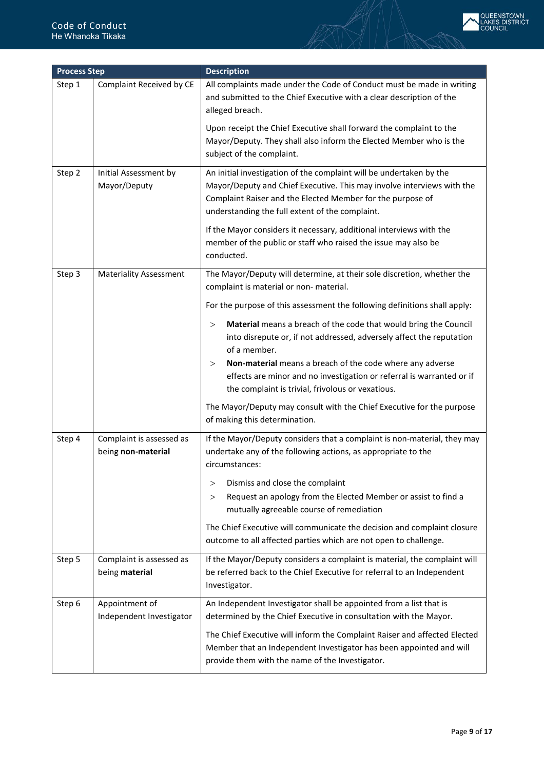| Process Step | | Description |
| --- | --- | --- |
| Step 1 | Complaint Received by CE | All complaints made under the Code of Conduct must be made in writing and submitted to the Chief Executive with a clear description of the alleged breach.<br><br>Upon receipt the Chief Executive shall forward the complaint to the Mayor/Deputy. They shall also inform the Elected Member who is the subject of the complaint. |
| Step 2 | Initial Assessment by Mayor/Deputy | An initial investigation of the complaint will be undertaken by the Mayor/Deputy and Chief Executive. This may involve interviews with the Complaint Raiser and the Elected Member for the purpose of understanding the full extent of the complaint.<br><br>If the Mayor considers it necessary, additional interviews with the member of the public or staff who raised the issue may also be conducted. |
| Step 3 | Materiality Assessment | The Mayor/Deputy will determine, at their sole discretion, whether the complaint is material or non- material.<br><br>For the purpose of this assessment the following definitions shall apply:<br><br>> **Material** means a breach of the code that would bring the Council into disrepute or, if not addressed, adversely affect the reputation of a member.<br>> **Non-material** means a breach of the code where any adverse effects are minor and no investigation or referral is warranted or if the complaint is trivial, frivolous or vexatious.<br><br>The Mayor/Deputy may consult with the Chief Executive for the purpose of making this determination. |
| Step 4 | Complaint is assessed as being **non-material** | If the Mayor/Deputy considers that a complaint is non-material, they may undertake any of the following actions, as appropriate to the circumstances:<br><br>> Dismiss and close the complaint<br>> Request an apology from the Elected Member or assist to find a mutually agreeable course of remediation<br><br>The Chief Executive will communicate the decision and complaint closure outcome to all affected parties which are not open to challenge. |
| Step 5 | Complaint is assessed as being **material** | If the Mayor/Deputy considers a complaint is material, the complaint will be referred back to the Chief Executive for referral to an Independent Investigator. |
| Step 6 | Appointment of Independent Investigator | An Independent Investigator shall be appointed from a list that is determined by the Chief Executive in consultation with the Mayor.<br><br>The Chief Executive will inform the Complaint Raiser and affected Elected Member that an Independent Investigator has been appointed and will provide them with the name of the Investigator. |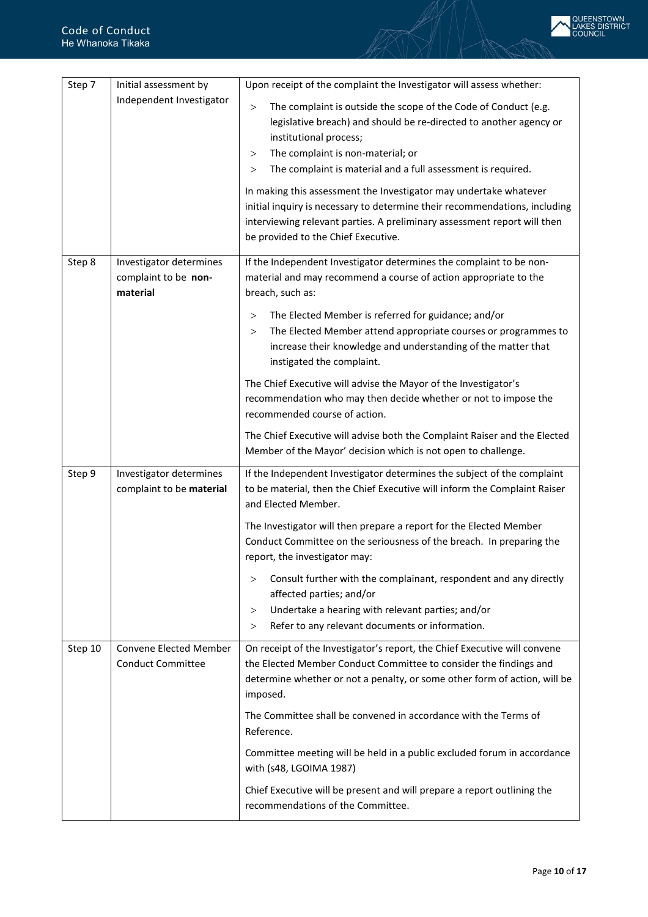| Step 7 | Initial assessment by Independent Investigator | Upon receipt of the complaint the Investigator will assess whether:<br>> The complaint is outside the scope of the Code of Conduct (e.g. legislative breach) and should be re-directed to another agency or institutional process;<br>> The complaint is non-material; or<br>> The complaint is material and a full assessment is required.<br><br>In making this assessment the Investigator may undertake whatever initial inquiry is necessary to determine their recommendations, including interviewing relevant parties. A preliminary assessment report will then be provided to the Chief Executive. |
|---|---|---|
| Step 8 | Investigator determines complaint to be **non-material** | If the Independent Investigator determines the complaint to be non-material and may recommend a course of action appropriate to the breach, such as:<br>> The Elected Member is referred for guidance; and/or<br>> The Elected Member attend appropriate courses or programmes to increase their knowledge and understanding of the matter that instigated the complaint.<br><br>The Chief Executive will advise the Mayor of the Investigator's recommendation who may then decide whether or not to impose the recommended course of action.<br><br>The Chief Executive will advise both the Complaint Raiser and the Elected Member of the Mayor' decision which is not open to challenge. |
| Step 9 | Investigator determines complaint to be **material** | If the Independent Investigator determines the subject of the complaint to be material, then the Chief Executive will inform the Complaint Raiser and Elected Member.<br><br>The Investigator will then prepare a report for the Elected Member Conduct Committee on the seriousness of the breach. In preparing the report, the investigator may:<br>> Consult further with the complainant, respondent and any directly affected parties; and/or<br>> Undertake a hearing with relevant parties; and/or<br>> Refer to any relevant documents or information. |
| Step 10 | Convene Elected Member Conduct Committee | On receipt of the Investigator's report, the Chief Executive will convene the Elected Member Conduct Committee to consider the findings and determine whether or not a penalty, or some other form of action, will be imposed.<br><br>The Committee shall be convened in accordance with the Terms of Reference.<br><br>Committee meeting will be held in a public excluded forum in accordance with (s48, LGOIMA 1987)<br><br>Chief Executive will be present and will prepare a report outlining the recommendations of the Committee. |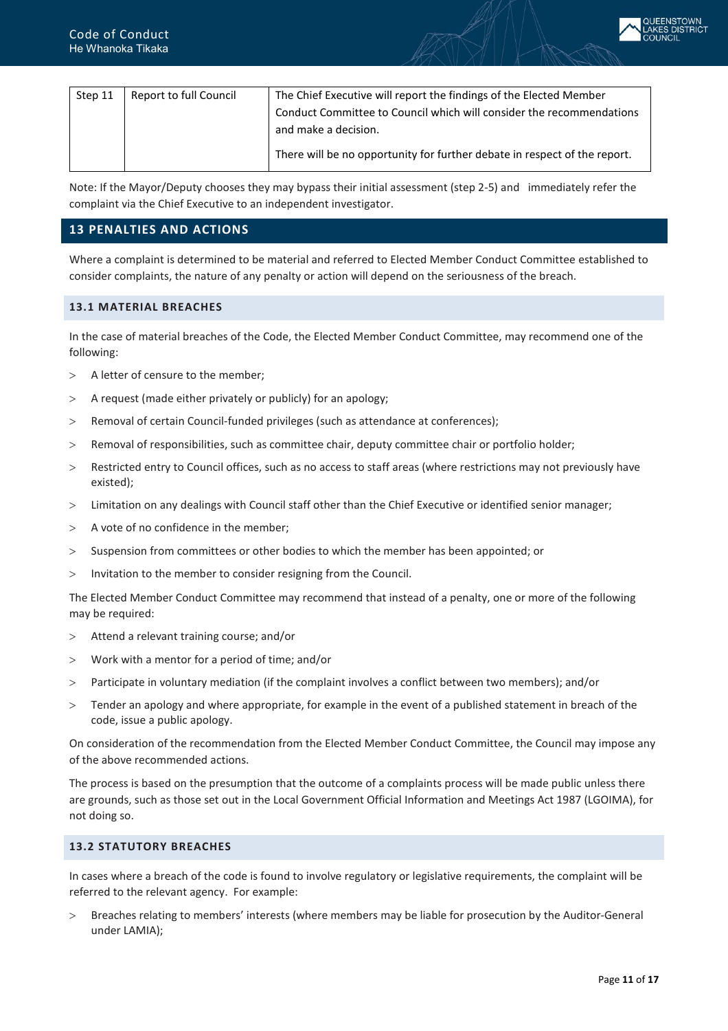| Step 11 | Report to full Council | The Chief Executive will report the findings of the Elected Member Conduct Committee to Council which will consider the recommendations and make a decision.<br><br>There will be no opportunity for further debate in respect of the report. |
|---|---|---|

Note: If the Mayor/Deputy chooses they may bypass their initial assessment (step 2-5) and immediately refer the complaint via the Chief Executive to an independent investigator.

## 13 PENALTIES AND ACTIONS

Where a complaint is determined to be material and referred to Elected Member Conduct Committee established to consider complaints, the nature of any penalty or action will depend on the seriousness of the breach.

### 13.1 MATERIAL BREACHES

In the case of material breaches of the Code, the Elected Member Conduct Committee, may recommend one of the following:

- A letter of censure to the member;
- A request (made either privately or publicly) for an apology;
- Removal of certain Council-funded privileges (such as attendance at conferences);
- Removal of responsibilities, such as committee chair, deputy committee chair or portfolio holder;
- Restricted entry to Council offices, such as no access to staff areas (where restrictions may not previously have existed);
- Limitation on any dealings with Council staff other than the Chief Executive or identified senior manager;
- A vote of no confidence in the member;
- Suspension from committees or other bodies to which the member has been appointed; or
- Invitation to the member to consider resigning from the Council.

The Elected Member Conduct Committee may recommend that instead of a penalty, one or more of the following may be required:

- Attend a relevant training course; and/or
- Work with a mentor for a period of time; and/or
- Participate in voluntary mediation (if the complaint involves a conflict between two members); and/or
- Tender an apology and where appropriate, for example in the event of a published statement in breach of the code, issue a public apology.

On consideration of the recommendation from the Elected Member Conduct Committee, the Council may impose any of the above recommended actions.

The process is based on the presumption that the outcome of a complaints process will be made public unless there are grounds, such as those set out in the Local Government Official Information and Meetings Act 1987 (LGOIMA), for not doing so.

### 13.2 STATUTORY BREACHES

In cases where a breach of the code is found to involve regulatory or legislative requirements, the complaint will be referred to the relevant agency. For example:

- Breaches relating to members' interests (where members may be liable for prosecution by the Auditor-General under LAMIA);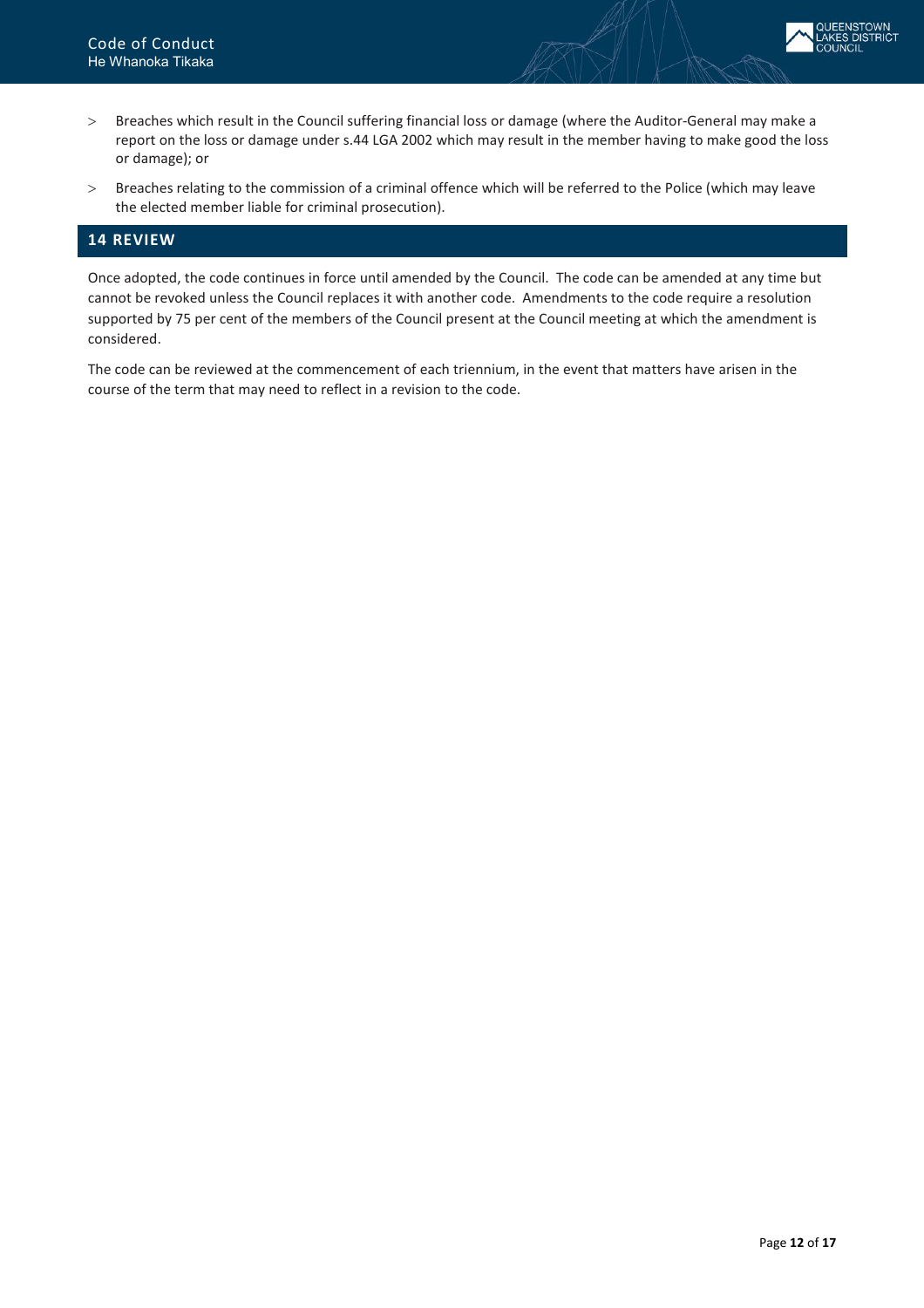- Breaches which result in the Council suffering financial loss or damage (where the Auditor-General may make a report on the loss or damage under s.44 LGA 2002 which may result in the member having to make good the loss or damage); or
- Breaches relating to the commission of a criminal offence which will be referred to the Police (which may leave the elected member liable for criminal prosecution).

## 14 REVIEW

Once adopted, the code continues in force until amended by the Council. The code can be amended at any time but cannot be revoked unless the Council replaces it with another code. Amendments to the code require a resolution supported by 75 per cent of the members of the Council present at the Council meeting at which the amendment is considered.

The code can be reviewed at the commencement of each triennium, in the event that matters have arisen in the course of the term that may need to reflect in a revision to the code.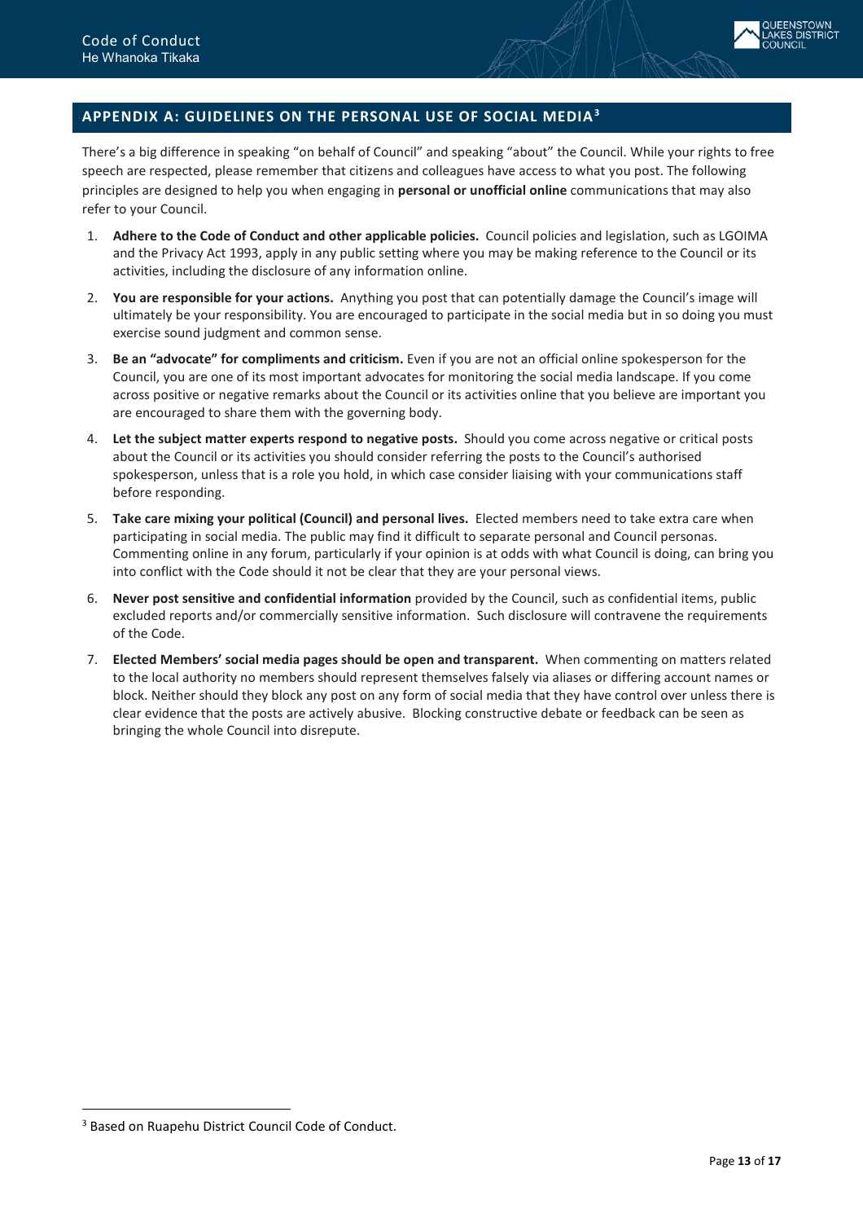## APPENDIX A: GUIDELINES ON THE PERSONAL USE OF SOCIAL MEDIA[3]

There's a big difference in speaking "on behalf of Council" and speaking "about" the Council. While your rights to free speech are respected, please remember that citizens and colleagues have access to what you post. The following principles are designed to help you when engaging in **personal or unofficial online** communications that may also refer to your Council.

1. **Adhere to the Code of Conduct and other applicable policies.** Council policies and legislation, such as LGOIMA and the Privacy Act 1993, apply in any public setting where you may be making reference to the Council or its activities, including the disclosure of any information online.
2. **You are responsible for your actions.** Anything you post that can potentially damage the Council's image will ultimately be your responsibility. You are encouraged to participate in the social media but in so doing you must exercise sound judgment and common sense.
3. **Be an "advocate" for compliments and criticism.** Even if you are not an official online spokesperson for the Council, you are one of its most important advocates for monitoring the social media landscape. If you come across positive or negative remarks about the Council or its activities online that you believe are important you are encouraged to share them with the governing body.
4. **Let the subject matter experts respond to negative posts.** Should you come across negative or critical posts about the Council or its activities you should consider referring the posts to the Council's authorised spokesperson, unless that is a role you hold, in which case consider liaising with your communications staff before responding.
5. **Take care mixing your political (Council) and personal lives.** Elected members need to take extra care when participating in social media. The public may find it difficult to separate personal and Council personas. Commenting online in any forum, particularly if your opinion is at odds with what Council is doing, can bring you into conflict with the Code should it not be clear that they are your personal views.
6. **Never post sensitive and confidential information** provided by the Council, such as confidential items, public excluded reports and/or commercially sensitive information. Such disclosure will contravene the requirements of the Code.
7. **Elected Members' social media pages should be open and transparent.** When commenting on matters related to the local authority no members should represent themselves falsely via aliases or differing account names or block. Neither should they block any post on any form of social media that they have control over unless there is clear evidence that the posts are actively abusive. Blocking constructive debate or feedback can be seen as bringing the whole Council into disrepute.

[3] Based on Ruapehu District Council Code of Conduct.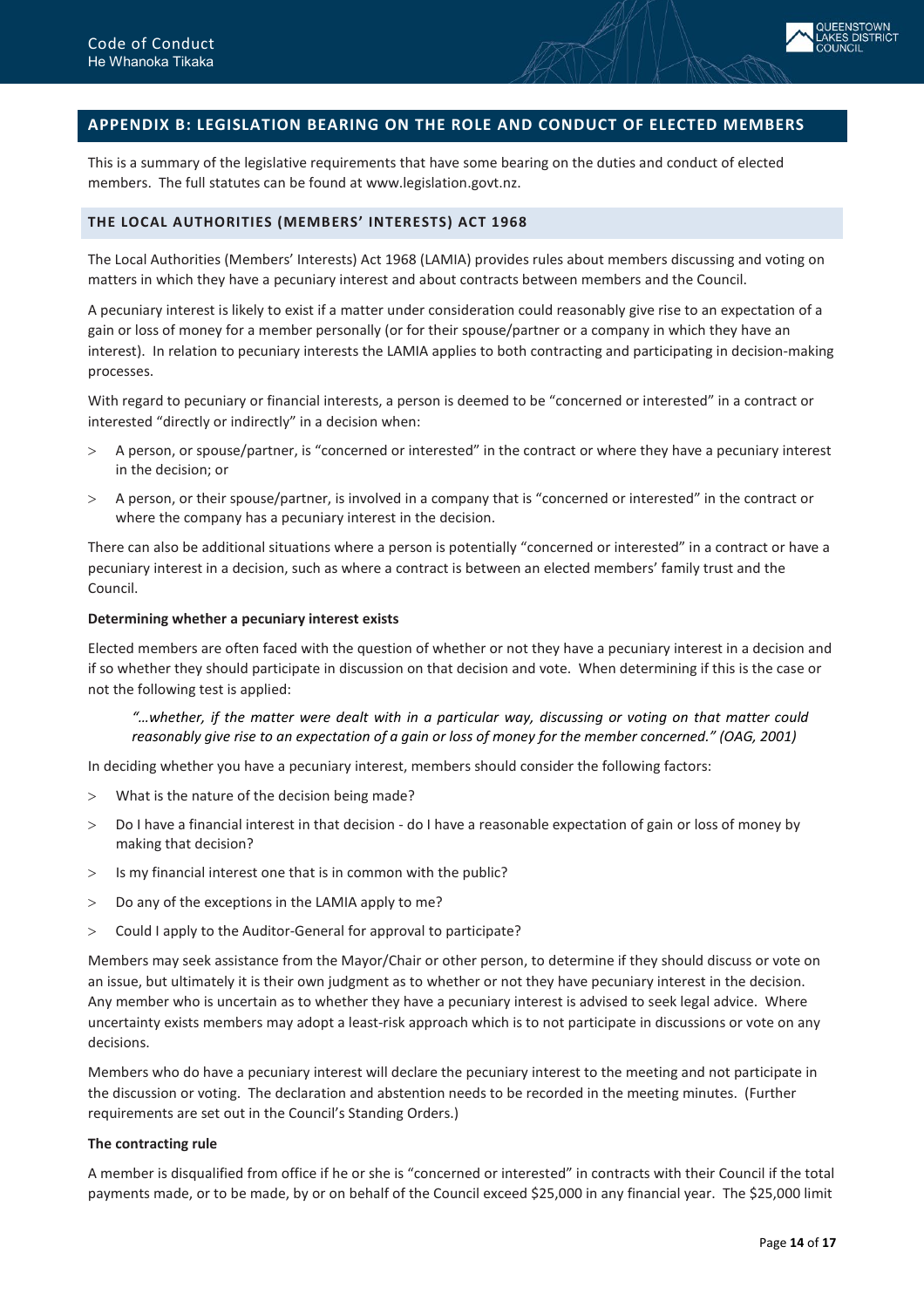## APPENDIX B: LEGISLATION BEARING ON THE ROLE AND CONDUCT OF ELECTED MEMBERS

This is a summary of the legislative requirements that have some bearing on the duties and conduct of elected members. The full statutes can be found at www.legislation.govt.nz.

### THE LOCAL AUTHORITIES (MEMBERS' INTERESTS) ACT 1968

The Local Authorities (Members' Interests) Act 1968 (LAMIA) provides rules about members discussing and voting on matters in which they have a pecuniary interest and about contracts between members and the Council.

A pecuniary interest is likely to exist if a matter under consideration could reasonably give rise to an expectation of a gain or loss of money for a member personally (or for their spouse/partner or a company in which they have an interest). In relation to pecuniary interests the LAMIA applies to both contracting and participating in decision-making processes.

With regard to pecuniary or financial interests, a person is deemed to be "concerned or interested" in a contract or interested "directly or indirectly" in a decision when:

- A person, or spouse/partner, is "concerned or interested" in the contract or where they have a pecuniary interest in the decision; or
- A person, or their spouse/partner, is involved in a company that is "concerned or interested" in the contract or where the company has a pecuniary interest in the decision.

There can also be additional situations where a person is potentially "concerned or interested" in a contract or have a pecuniary interest in a decision, such as where a contract is between an elected members' family trust and the Council.

**Determining whether a pecuniary interest exists**

Elected members are often faced with the question of whether or not they have a pecuniary interest in a decision and if so whether they should participate in discussion on that decision and vote. When determining if this is the case or not the following test is applied:

> *"…whether, if the matter were dealt with in a particular way, discussing or voting on that matter could reasonably give rise to an expectation of a gain or loss of money for the member concerned." (OAG, 2001)*

In deciding whether you have a pecuniary interest, members should consider the following factors:

- What is the nature of the decision being made?
- Do I have a financial interest in that decision - do I have a reasonable expectation of gain or loss of money by making that decision?
- Is my financial interest one that is in common with the public?
- Do any of the exceptions in the LAMIA apply to me?
- Could I apply to the Auditor-General for approval to participate?

Members may seek assistance from the Mayor/Chair or other person, to determine if they should discuss or vote on an issue, but ultimately it is their own judgment as to whether or not they have pecuniary interest in the decision. Any member who is uncertain as to whether they have a pecuniary interest is advised to seek legal advice. Where uncertainty exists members may adopt a least-risk approach which is to not participate in discussions or vote on any decisions.

Members who do have a pecuniary interest will declare the pecuniary interest to the meeting and not participate in the discussion or voting. The declaration and abstention needs to be recorded in the meeting minutes. (Further requirements are set out in the Council's Standing Orders.)

**The contracting rule**

A member is disqualified from office if he or she is "concerned or interested" in contracts with their Council if the total payments made, or to be made, by or on behalf of the Council exceed $25,000 in any financial year. The $25,000 limit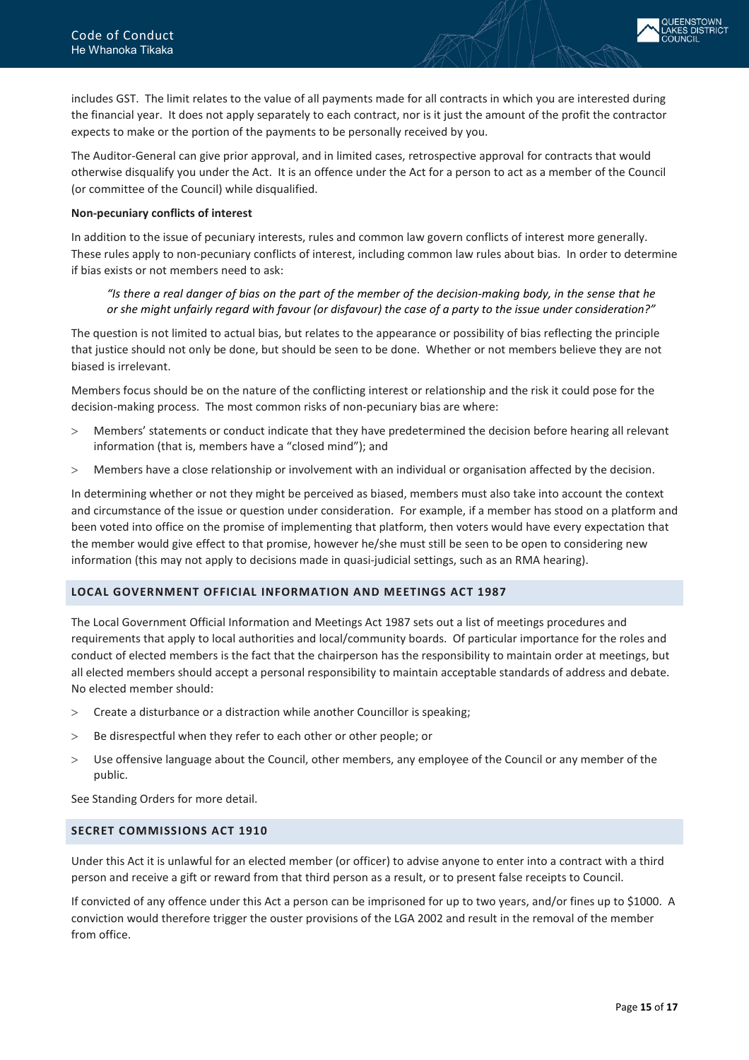includes GST. The limit relates to the value of all payments made for all contracts in which you are interested during the financial year. It does not apply separately to each contract, nor is it just the amount of the profit the contractor expects to make or the portion of the payments to be personally received by you.

The Auditor-General can give prior approval, and in limited cases, retrospective approval for contracts that would otherwise disqualify you under the Act. It is an offence under the Act for a person to act as a member of the Council (or committee of the Council) while disqualified.

**Non-pecuniary conflicts of interest**

In addition to the issue of pecuniary interests, rules and common law govern conflicts of interest more generally. These rules apply to non-pecuniary conflicts of interest, including common law rules about bias. In order to determine if bias exists or not members need to ask:

> *"Is there a real danger of bias on the part of the member of the decision-making body, in the sense that he or she might unfairly regard with favour (or disfavour) the case of a party to the issue under consideration?"*

The question is not limited to actual bias, but relates to the appearance or possibility of bias reflecting the principle that justice should not only be done, but should be seen to be done. Whether or not members believe they are not biased is irrelevant.

Members focus should be on the nature of the conflicting interest or relationship and the risk it could pose for the decision-making process. The most common risks of non-pecuniary bias are where:

- Members' statements or conduct indicate that they have predetermined the decision before hearing all relevant information (that is, members have a "closed mind"); and
- Members have a close relationship or involvement with an individual or organisation affected by the decision.

In determining whether or not they might be perceived as biased, members must also take into account the context and circumstance of the issue or question under consideration. For example, if a member has stood on a platform and been voted into office on the promise of implementing that platform, then voters would have every expectation that the member would give effect to that promise, however he/she must still be seen to be open to considering new information (this may not apply to decisions made in quasi-judicial settings, such as an RMA hearing).

## LOCAL GOVERNMENT OFFICIAL INFORMATION AND MEETINGS ACT 1987

The Local Government Official Information and Meetings Act 1987 sets out a list of meetings procedures and requirements that apply to local authorities and local/community boards. Of particular importance for the roles and conduct of elected members is the fact that the chairperson has the responsibility to maintain order at meetings, but all elected members should accept a personal responsibility to maintain acceptable standards of address and debate. No elected member should:

- Create a disturbance or a distraction while another Councillor is speaking;
- Be disrespectful when they refer to each other or other people; or
- Use offensive language about the Council, other members, any employee of the Council or any member of the public.

See Standing Orders for more detail.

## SECRET COMMISSIONS ACT 1910

Under this Act it is unlawful for an elected member (or officer) to advise anyone to enter into a contract with a third person and receive a gift or reward from that third person as a result, or to present false receipts to Council.

If convicted of any offence under this Act a person can be imprisoned for up to two years, and/or fines up to $1000. A conviction would therefore trigger the ouster provisions of the LGA 2002 and result in the removal of the member from office.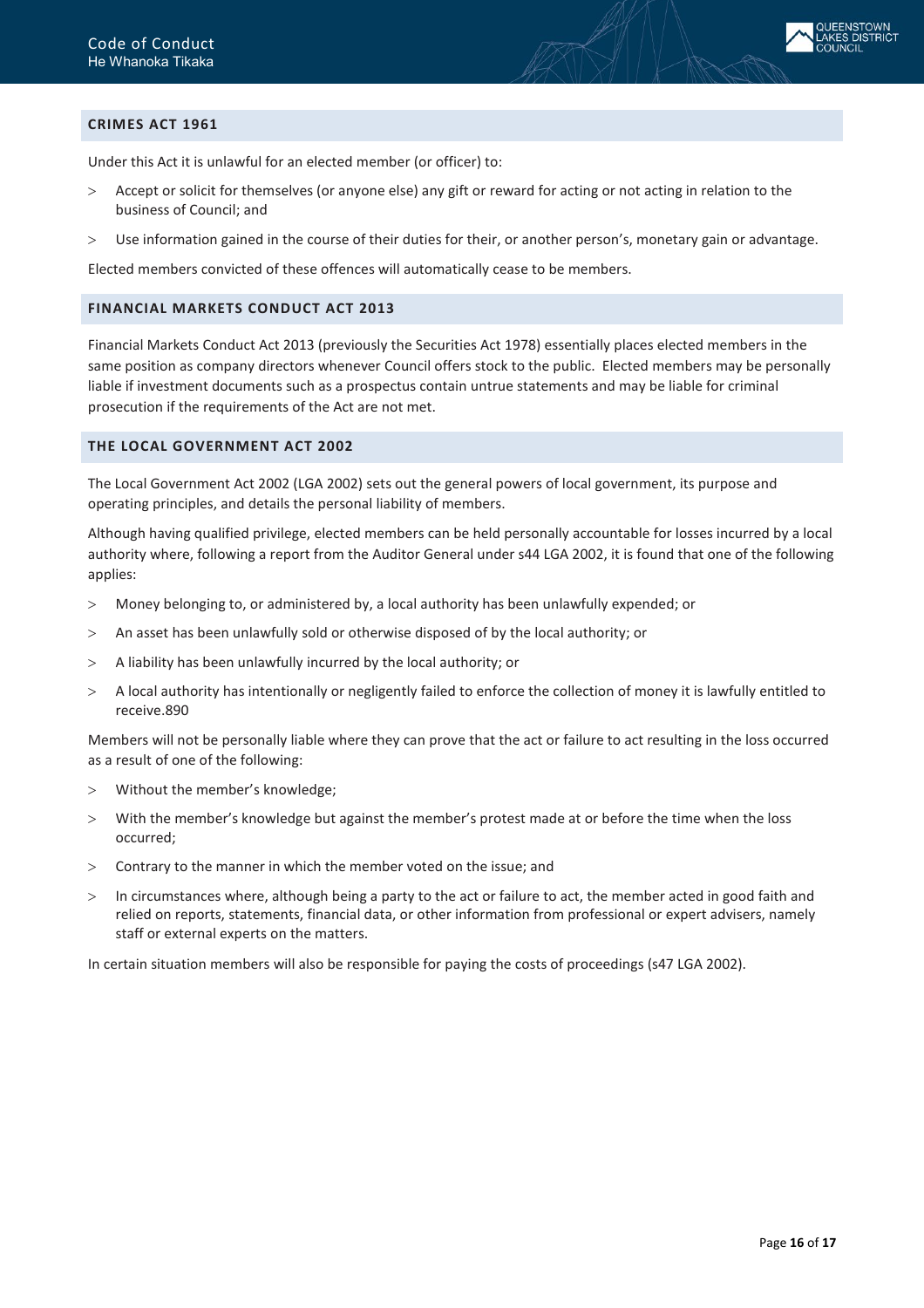## CRIMES ACT 1961

Under this Act it is unlawful for an elected member (or officer) to:

- Accept or solicit for themselves (or anyone else) any gift or reward for acting or not acting in relation to the business of Council; and
- Use information gained in the course of their duties for their, or another person's, monetary gain or advantage.

Elected members convicted of these offences will automatically cease to be members.

## FINANCIAL MARKETS CONDUCT ACT 2013

Financial Markets Conduct Act 2013 (previously the Securities Act 1978) essentially places elected members in the same position as company directors whenever Council offers stock to the public. Elected members may be personally liable if investment documents such as a prospectus contain untrue statements and may be liable for criminal prosecution if the requirements of the Act are not met.

## THE LOCAL GOVERNMENT ACT 2002

The Local Government Act 2002 (LGA 2002) sets out the general powers of local government, its purpose and operating principles, and details the personal liability of members.

Although having qualified privilege, elected members can be held personally accountable for losses incurred by a local authority where, following a report from the Auditor General under s44 LGA 2002, it is found that one of the following applies:

- Money belonging to, or administered by, a local authority has been unlawfully expended; or
- An asset has been unlawfully sold or otherwise disposed of by the local authority; or
- A liability has been unlawfully incurred by the local authority; or
- A local authority has intentionally or negligently failed to enforce the collection of money it is lawfully entitled to receive.890

Members will not be personally liable where they can prove that the act or failure to act resulting in the loss occurred as a result of one of the following:

- Without the member's knowledge;
- With the member's knowledge but against the member's protest made at or before the time when the loss occurred;
- Contrary to the manner in which the member voted on the issue; and
- In circumstances where, although being a party to the act or failure to act, the member acted in good faith and relied on reports, statements, financial data, or other information from professional or expert advisers, namely staff or external experts on the matters.

In certain situation members will also be responsible for paying the costs of proceedings (s47 LGA 2002).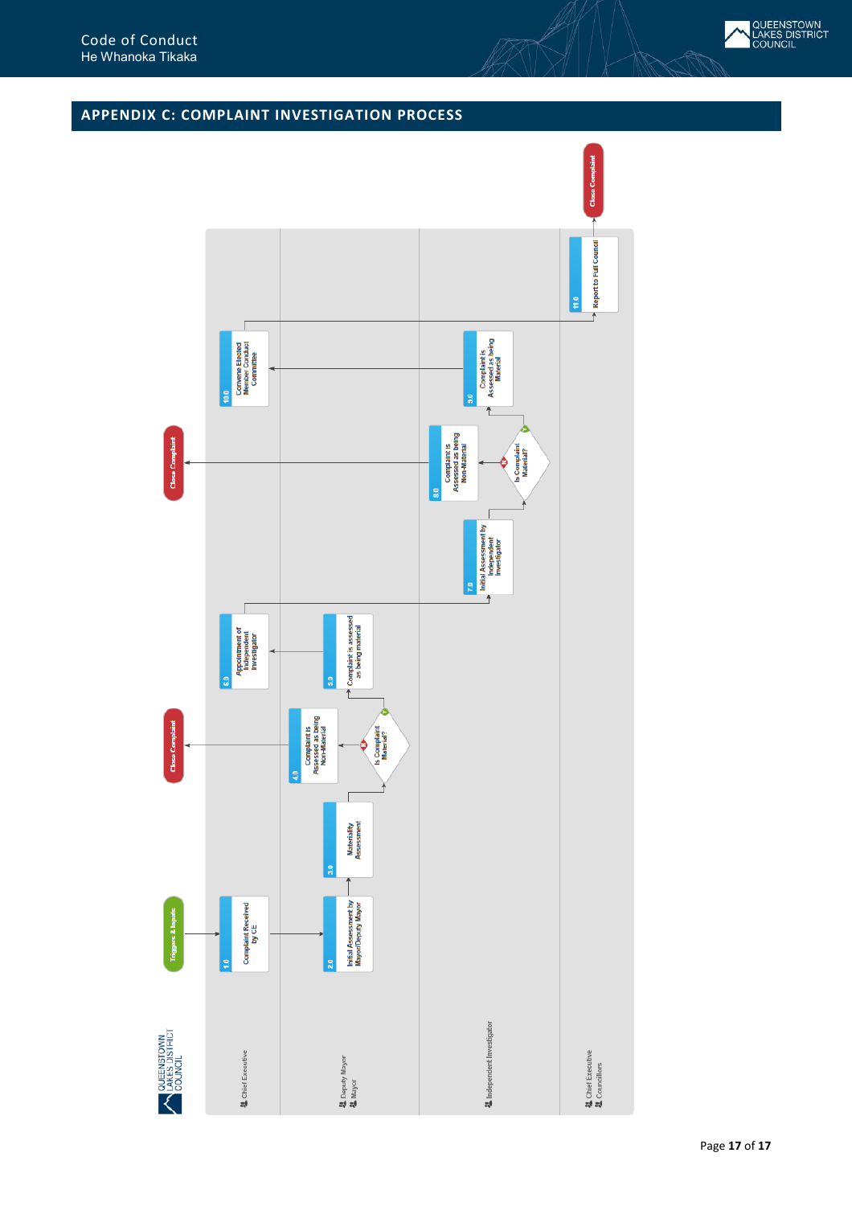## APPENDIX C: COMPLAINT INVESTIGATION PROCESS

QUEENSTOWN LAKES DISTRICT COUNCIL

Chief Executive

Deputy Mayor
Mayor

Independent Investigator

Chief Executive
Councillors

Triggers & Inputs

1.0 Complaint Received by CE

2.0 Initial Assessment by Mayor/Deputy Mayor

3.0 Materiality Assessment

Is Complaint Material?

4.0 Complaint is Assessed as being Non-Material

Close Complaint

5.0 Complaint is assessed as being material

6.0 Appointment of Independent Investigator

7.0 Initial Assessment by Independent Investigator

Is Complaint Material?

8.0 Complaint is Assessed as being Non-Material

Close Complaint

9.0 Complaint is Assessed as being Material

10.0 Convene Elected Member Conduct Committee

11.0 Report to Full Council

Close Complaint